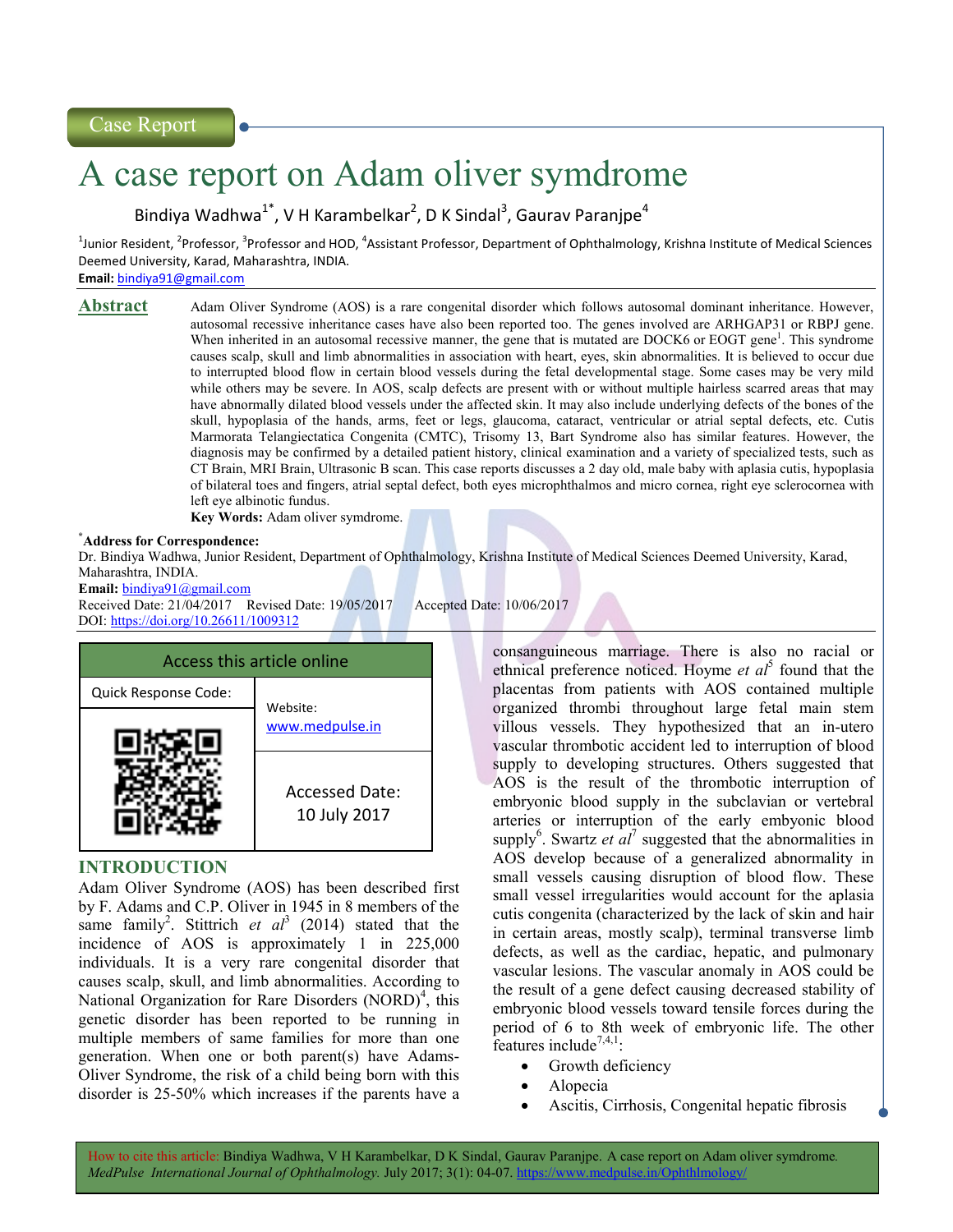Case Report

# A case report on Adam oliver symdrome

Bindiya Wadhwa[1*], V H Karambelkar[2], D K Sindal[3], Gaurav Paranjpe[4]

[1]Junior Resident, [2]Professor, [3]Professor and HOD, [4]Assistant Professor, Department of Ophthalmology, Krishna Institute of Medical Sciences Deemed University, Karad, Maharashtra, INDIA.

**Email:** bindiya91@gmail.com

## Abstract

Adam Oliver Syndrome (AOS) is a rare congenital disorder which follows autosomal dominant inheritance. However, autosomal recessive inheritance cases have also been reported too. The genes involved are ARHGAP31 or RBPJ gene. When inherited in an autosomal recessive manner, the gene that is mutated are DOCK6 or EOGT gene[1]. This syndrome causes scalp, skull and limb abnormalities in association with heart, eyes, skin abnormalities. It is believed to occur due to interrupted blood flow in certain blood vessels during the fetal developmental stage. Some cases may be very mild while others may be severe. In AOS, scalp defects are present with or without multiple hairless scarred areas that may have abnormally dilated blood vessels under the affected skin. It may also include underlying defects of the bones of the skull, hypoplasia of the hands, arms, feet or legs, glaucoma, cataract, ventricular or atrial septal defects, etc. Cutis Marmorata Telangiectatica Congenita (CMTC), Trisomy 13, Bart Syndrome also has similar features. However, the diagnosis may be confirmed by a detailed patient history, clinical examination and a variety of specialized tests, such as CT Brain, MRI Brain, Ultrasonic B scan. This case reports discusses a 2 day old, male baby with aplasia cutis, hypoplasia of bilateral toes and fingers, atrial septal defect, both eyes microphthalmos and micro cornea, right eye sclerocornea with left eye albinotic fundus.

**Key Words:** Adam oliver symdrome.

*Address for Correspondence:**
Dr. Bindiya Wadhwa, Junior Resident, Department of Ophthalmology, Krishna Institute of Medical Sciences Deemed University, Karad, Maharashtra, INDIA.

**Email:** bindiya91@gmail.com

Received Date: 21/04/2017 Revised Date: 19/05/2017 Accepted Date: 10/06/2017

DOI: https://doi.org/10.26611/1009312

| Access this article online | |
|---|---|
| Quick Response Code: | Website: www.medpulse.in |
| | Accessed Date: 10 July 2017 |

## INTRODUCTION

Adam Oliver Syndrome (AOS) has been described first by F. Adams and C.P. Oliver in 1945 in 8 members of the same family[2]. Stittrich *et al*[3] (2014) stated that the incidence of AOS is approximately 1 in 225,000 individuals. It is a very rare congenital disorder that causes scalp, skull, and limb abnormalities. According to National Organization for Rare Disorders (NORD)[4], this genetic disorder has been reported to be running in multiple members of same families for more than one generation. When one or both parent(s) have Adams-Oliver Syndrome, the risk of a child being born with this disorder is 25-50% which increases if the parents have a consanguineous marriage. There is also no racial or ethnical preference noticed. Hoyme *et al*[5] found that the placentas from patients with AOS contained multiple organized thrombi throughout large fetal main stem villous vessels. They hypothesized that an in-utero vascular thrombotic accident led to interruption of blood supply to developing structures. Others suggested that AOS is the result of the thrombotic interruption of embryonic blood supply in the subclavian or vertebral arteries or interruption of the early embyonic blood supply[6]. Swartz *et al*[7] suggested that the abnormalities in AOS develop because of a generalized abnormality in small vessels causing disruption of blood flow. These small vessel irregularities would account for the aplasia cutis congenita (characterized by the lack of skin and hair in certain areas, mostly scalp), terminal transverse limb defects, as well as the cardiac, hepatic, and pulmonary vascular lesions. The vascular anomaly in AOS could be the result of a gene defect causing decreased stability of embryonic blood vessels toward tensile forces during the period of 6 to 8th week of embryonic life. The other features include[7,4,1]:

- Growth deficiency
- Alopecia
- Ascitis, Cirrhosis, Congenital hepatic fibrosis

How to cite this article: Bindiya Wadhwa, V H Karambelkar, D K Sindal, Gaurav Paranjpe. A case report on Adam oliver symdrome. *MedPulse International Journal of Ophthalmology.* July 2017; 3(1): 04-07. https://www.medpulse.in/Ophthlmology/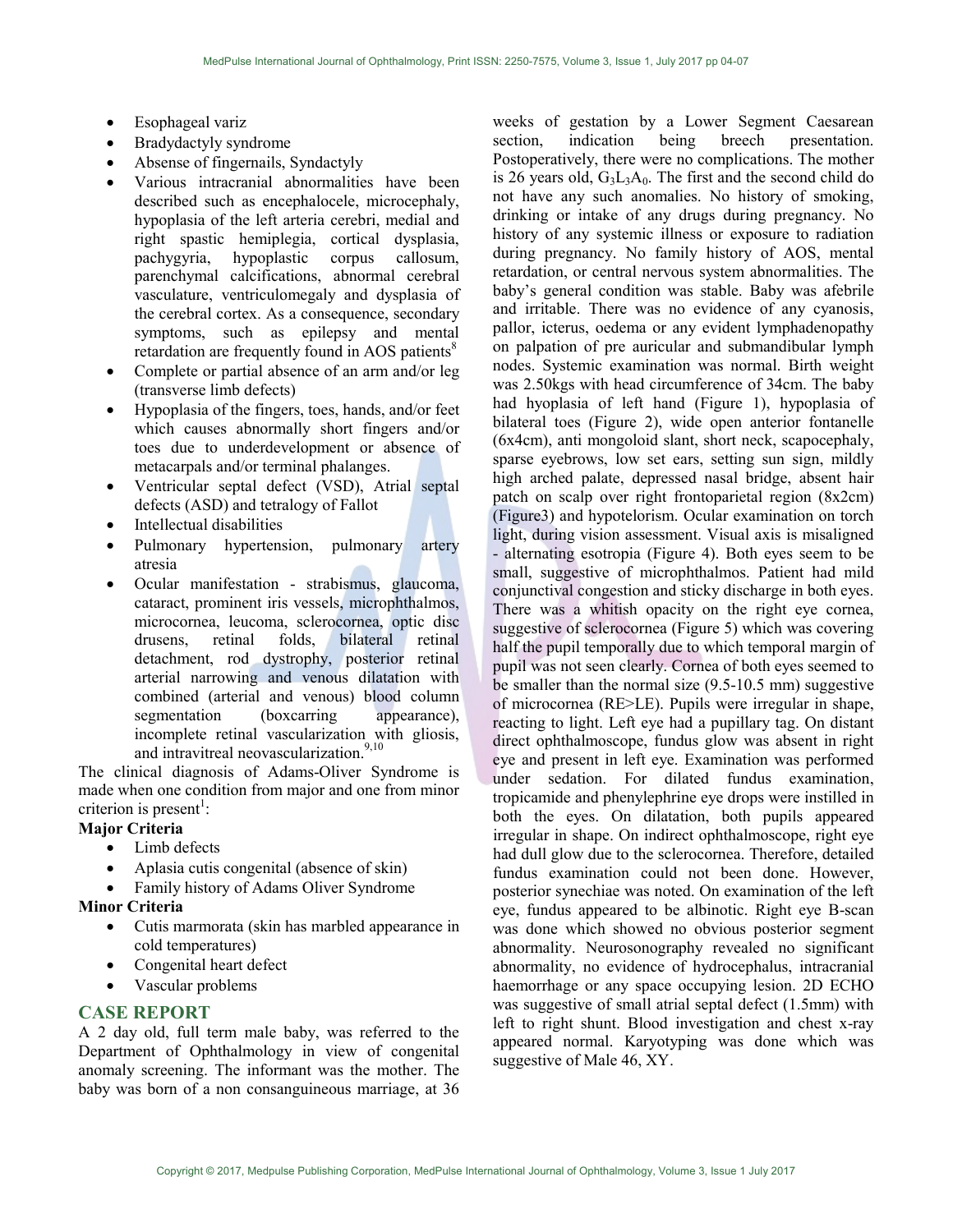- Esophageal variz
- Bradydactyly syndrome
- Absense of fingernails, Syndactyly
- Various intracranial abnormalities have been described such as encephalocele, microcephaly, hypoplasia of the left arteria cerebri, medial and right spastic hemiplegia, cortical dysplasia, pachygyria, hypoplastic corpus callosum, parenchymal calcifications, abnormal cerebral vasculature, ventriculomegaly and dysplasia of the cerebral cortex. As a consequence, secondary symptoms, such as epilepsy and mental retardation are frequently found in AOS patients[8]
- Complete or partial absence of an arm and/or leg (transverse limb defects)
- Hypoplasia of the fingers, toes, hands, and/or feet which causes abnormally short fingers and/or toes due to underdevelopment or absence of metacarpals and/or terminal phalanges.
- Ventricular septal defect (VSD), Atrial septal defects (ASD) and tetralogy of Fallot
- Intellectual disabilities
- Pulmonary hypertension, pulmonary artery atresia
- Ocular manifestation - strabismus, glaucoma, cataract, prominent iris vessels, microphthalmos, microcornea, leucoma, sclerocornea, optic disc drusens, retinal folds, bilateral retinal detachment, rod dystrophy, posterior retinal arterial narrowing and venous dilatation with combined (arterial and venous) blood column segmentation (boxcarring appearance), incomplete retinal vascularization with gliosis, and intravitreal neovascularization.[9,10]

The clinical diagnosis of Adams-Oliver Syndrome is made when one condition from major and one from minor criterion is present[1]:

**Major Criteria**

- Limb defects
- Aplasia cutis congenital (absence of skin)
- Family history of Adams Oliver Syndrome

**Minor Criteria**

- Cutis marmorata (skin has marbled appearance in cold temperatures)
- Congenital heart defect
- Vascular problems

## CASE REPORT

A 2 day old, full term male baby, was referred to the Department of Ophthalmology in view of congenital anomaly screening. The informant was the mother. The baby was born of a non consanguineous marriage, at 36 weeks of gestation by a Lower Segment Caesarean section, indication being breech presentation. Postoperatively, there were no complications. The mother is 26 years old, $G_3L_3A_0$. The first and the second child do not have any such anomalies. No history of smoking, drinking or intake of any drugs during pregnancy. No history of any systemic illness or exposure to radiation during pregnancy. No family history of AOS, mental retardation, or central nervous system abnormalities. The baby's general condition was stable. Baby was afebrile and irritable. There was no evidence of any cyanosis, pallor, icterus, oedema or any evident lymphadenopathy on palpation of pre auricular and submandibular lymph nodes. Systemic examination was normal. Birth weight was 2.50kgs with head circumference of 34cm. The baby had hyoplasia of left hand (Figure 1), hypoplasia of bilateral toes (Figure 2), wide open anterior fontanelle (6x4cm), anti mongoloid slant, short neck, scapocephaly, sparse eyebrows, low set ears, setting sun sign, mildly high arched palate, depressed nasal bridge, absent hair patch on scalp over right frontoparietal region (8x2cm) (Figure3) and hypotelorism. Ocular examination on torch light, during vision assessment. Visual axis is misaligned - alternating esotropia (Figure 4). Both eyes seem to be small, suggestive of microphthalmos. Patient had mild conjunctival congestion and sticky discharge in both eyes. There was a whitish opacity on the right eye cornea, suggestive of sclerocornea (Figure 5) which was covering half the pupil temporally due to which temporal margin of pupil was not seen clearly. Cornea of both eyes seemed to be smaller than the normal size (9.5-10.5 mm) suggestive of microcornea (RE>LE). Pupils were irregular in shape, reacting to light. Left eye had a pupillary tag. On distant direct ophthalmoscope, fundus glow was absent in right eye and present in left eye. Examination was performed under sedation. For dilated fundus examination, tropicamide and phenylephrine eye drops were instilled in both the eyes. On dilatation, both pupils appeared irregular in shape. On indirect ophthalmoscope, right eye had dull glow due to the sclerocornea. Therefore, detailed fundus examination could not been done. However, posterior synechiae was noted. On examination of the left eye, fundus appeared to be albinotic. Right eye B-scan was done which showed no obvious posterior segment abnormality. Neurosonography revealed no significant abnormality, no evidence of hydrocephalus, intracranial haemorrhage or any space occupying lesion. 2D ECHO was suggestive of small atrial septal defect (1.5mm) with left to right shunt. Blood investigation and chest x-ray appeared normal. Karyotyping was done which was suggestive of Male 46, XY.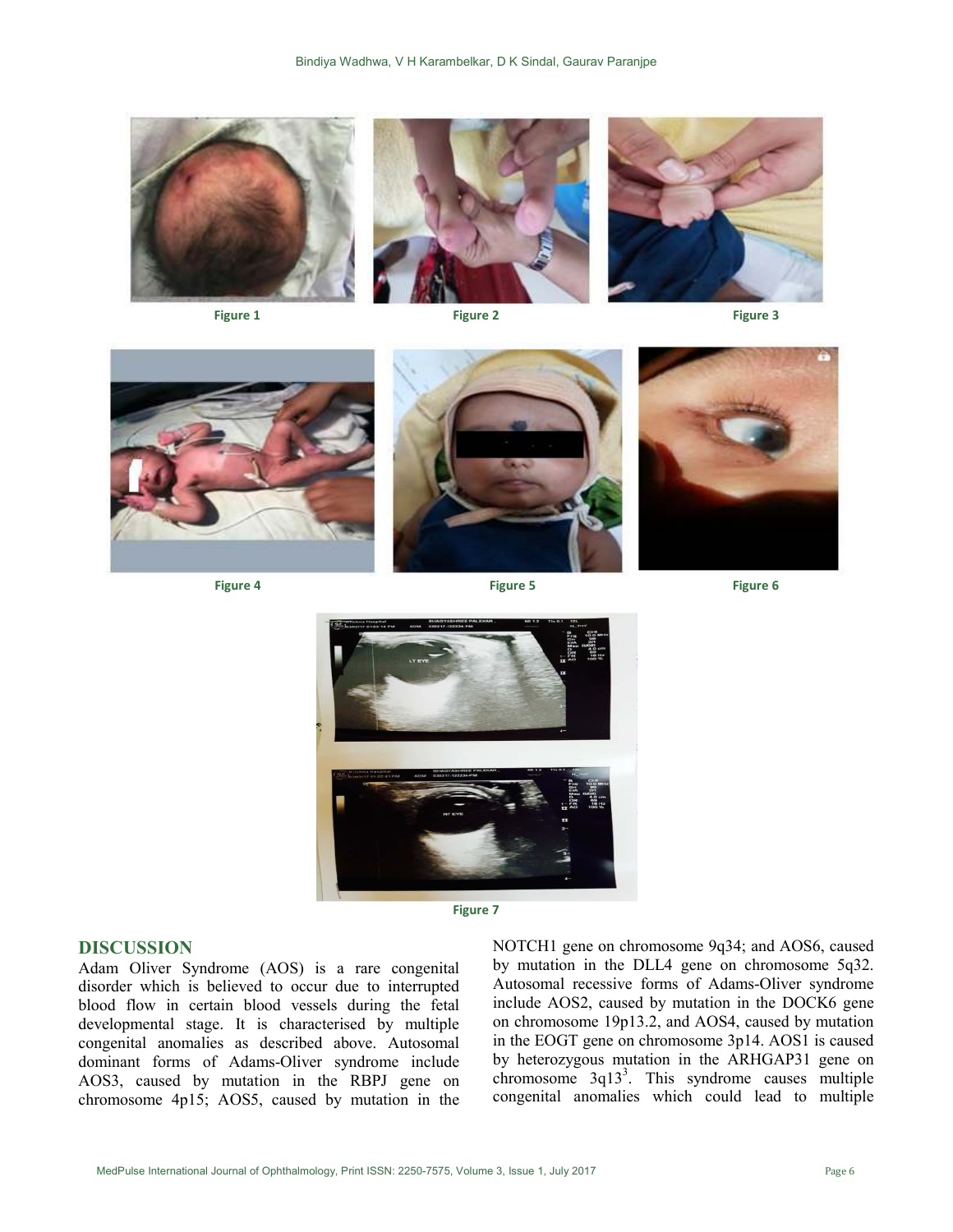Figure 1

Figure 2

Figure 3

Figure 4

Figure 5

Figure 6

Figure 7

## DISCUSSION

Adam Oliver Syndrome (AOS) is a rare congenital disorder which is believed to occur due to interrupted blood flow in certain blood vessels during the fetal developmental stage. It is characterised by multiple congenital anomalies as described above. Autosomal dominant forms of Adams-Oliver syndrome include AOS3, caused by mutation in the RBPJ gene on chromosome 4p15; AOS5, caused by mutation in the NOTCH1 gene on chromosome 9q34; and AOS6, caused by mutation in the DLL4 gene on chromosome 5q32. Autosomal recessive forms of Adams-Oliver syndrome include AOS2, caused by mutation in the DOCK6 gene on chromosome 19p13.2, and AOS4, caused by mutation in the EOGT gene on chromosome 3p14. AOS1 is caused by heterozygous mutation in the ARHGAP31 gene on chromosome 3q13[3]. This syndrome causes multiple congenital anomalies which could lead to multiple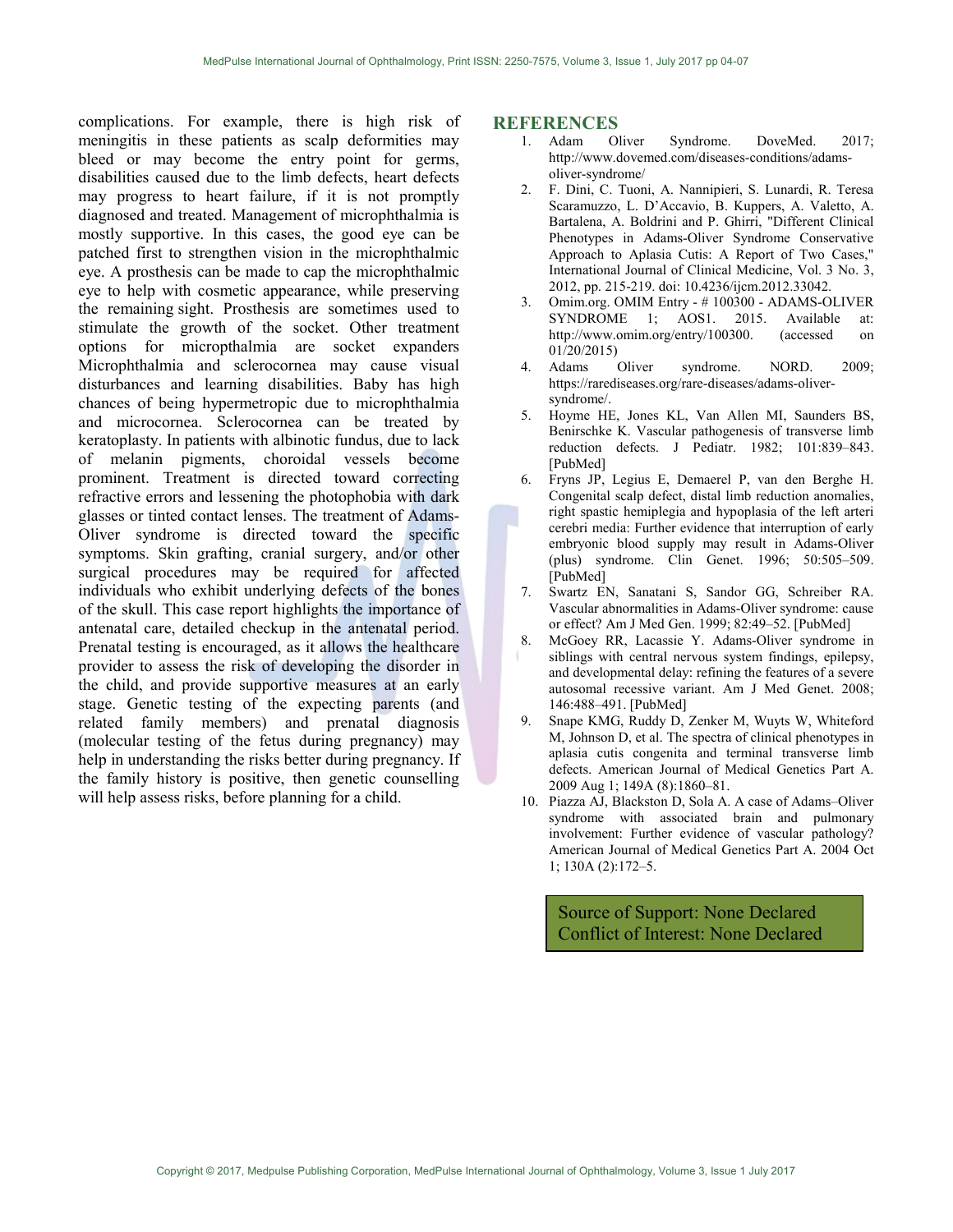complications. For example, there is high risk of meningitis in these patients as scalp deformities may bleed or may become the entry point for germs, disabilities caused due to the limb defects, heart defects may progress to heart failure, if it is not promptly diagnosed and treated. Management of microphthalmia is mostly supportive. In this cases, the good eye can be patched first to strengthen vision in the microphthalmic eye. A prosthesis can be made to cap the microphthalmic eye to help with cosmetic appearance, while preserving the remaining sight. Prosthesis are sometimes used to stimulate the growth of the socket. Other treatment options for micropthalmia are socket expanders Microphthalmia and sclerocornea may cause visual disturbances and learning disabilities. Baby has high chances of being hypermetropic due to microphthalmia and microcornea. Sclerocornea can be treated by keratoplasty. In patients with albinotic fundus, due to lack of melanin pigments, choroidal vessels become prominent. Treatment is directed toward correcting refractive errors and lessening the photophobia with dark glasses or tinted contact lenses. The treatment of Adams-Oliver syndrome is directed toward the specific symptoms. Skin grafting, cranial surgery, and/or other surgical procedures may be required for affected individuals who exhibit underlying defects of the bones of the skull. This case report highlights the importance of antenatal care, detailed checkup in the antenatal period. Prenatal testing is encouraged, as it allows the healthcare provider to assess the risk of developing the disorder in the child, and provide supportive measures at an early stage. Genetic testing of the expecting parents (and related family members) and prenatal diagnosis (molecular testing of the fetus during pregnancy) may help in understanding the risks better during pregnancy. If the family history is positive, then genetic counselling will help assess risks, before planning for a child.

## REFERENCES

1. Adam Oliver Syndrome. DoveMed. 2017; http://www.dovemed.com/diseases-conditions/adams-oliver-syndrome/
2. F. Dini, C. Tuoni, A. Nannipieri, S. Lunardi, R. Teresa Scaramuzzo, L. D'Accavio, B. Kuppers, A. Valetto, A. Bartalena, A. Boldrini and P. Ghirri, "Different Clinical Phenotypes in Adams-Oliver Syndrome Conservative Approach to Aplasia Cutis: A Report of Two Cases," International Journal of Clinical Medicine, Vol. 3 No. 3, 2012, pp. 215-219. doi: 10.4236/ijcm.2012.33042.
3. Omim.org. OMIM Entry - # 100300 - ADAMS-OLIVER SYNDROME 1; AOS1. 2015. Available at: http://www.omim.org/entry/100300. (accessed on 01/20/2015)
4. Adams Oliver syndrome. NORD. 2009; https://rarediseases.org/rare-diseases/adams-oliver-syndrome/.
5. Hoyme HE, Jones KL, Van Allen MI, Saunders BS, Benirschke K. Vascular pathogenesis of transverse limb reduction defects. J Pediatr. 1982; 101:839–843. [PubMed]
6. Fryns JP, Legius E, Demaerel P, van den Berghe H. Congenital scalp defect, distal limb reduction anomalies, right spastic hemiplegia and hypoplasia of the left arteri cerebri media: Further evidence that interruption of early embryonic blood supply may result in Adams-Oliver (plus) syndrome. Clin Genet. 1996; 50:505–509. [PubMed]
7. Swartz EN, Sanatani S, Sandor GG, Schreiber RA. Vascular abnormalities in Adams-Oliver syndrome: cause or effect? Am J Med Gen. 1999; 82:49–52. [PubMed]
8. McGoey RR, Lacassie Y. Adams-Oliver syndrome in siblings with central nervous system findings, epilepsy, and developmental delay: refining the features of a severe autosomal recessive variant. Am J Med Genet. 2008; 146:488–491. [PubMed]
9. Snape KMG, Ruddy D, Zenker M, Wuyts W, Whiteford M, Johnson D, et al. The spectra of clinical phenotypes in aplasia cutis congenita and terminal transverse limb defects. American Journal of Medical Genetics Part A. 2009 Aug 1; 149A (8):1860–81.
10. Piazza AJ, Blackston D, Sola A. A case of Adams–Oliver syndrome with associated brain and pulmonary involvement: Further evidence of vascular pathology? American Journal of Medical Genetics Part A. 2004 Oct 1; 130A (2):172–5.

Source of Support: None Declared
Conflict of Interest: None Declared